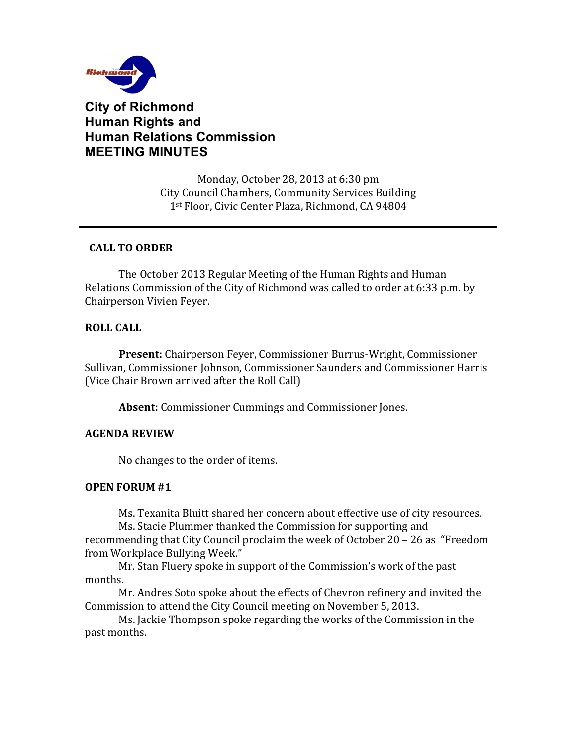# City of Richmond Human Rights and Human Relations Commission MEETING MINUTES

Monday, October 28, 2013 at 6:30 pm
City Council Chambers, Community Services Building
1st Floor, Civic Center Plaza, Richmond, CA 94804

---

## CALL TO ORDER

The October 2013 Regular Meeting of the Human Rights and Human Relations Commission of the City of Richmond was called to order at 6:33 p.m. by Chairperson Vivien Feyer.

## ROLL CALL

**Present:** Chairperson Feyer, Commissioner Burrus-Wright, Commissioner Sullivan, Commissioner Johnson, Commissioner Saunders and Commissioner Harris (Vice Chair Brown arrived after the Roll Call)

**Absent:** Commissioner Cummings and Commissioner Jones.

## AGENDA REVIEW

No changes to the order of items.

## OPEN FORUM #1

Ms. Texanita Bluitt shared her concern about effective use of city resources.

Ms. Stacie Plummer thanked the Commission for supporting and recommending that City Council proclaim the week of October 20 – 26 as "Freedom from Workplace Bullying Week."

Mr. Stan Fluery spoke in support of the Commission's work of the past months.

Mr. Andres Soto spoke about the effects of Chevron refinery and invited the Commission to attend the City Council meeting on November 5, 2013.

Ms. Jackie Thompson spoke regarding the works of the Commission in the past months.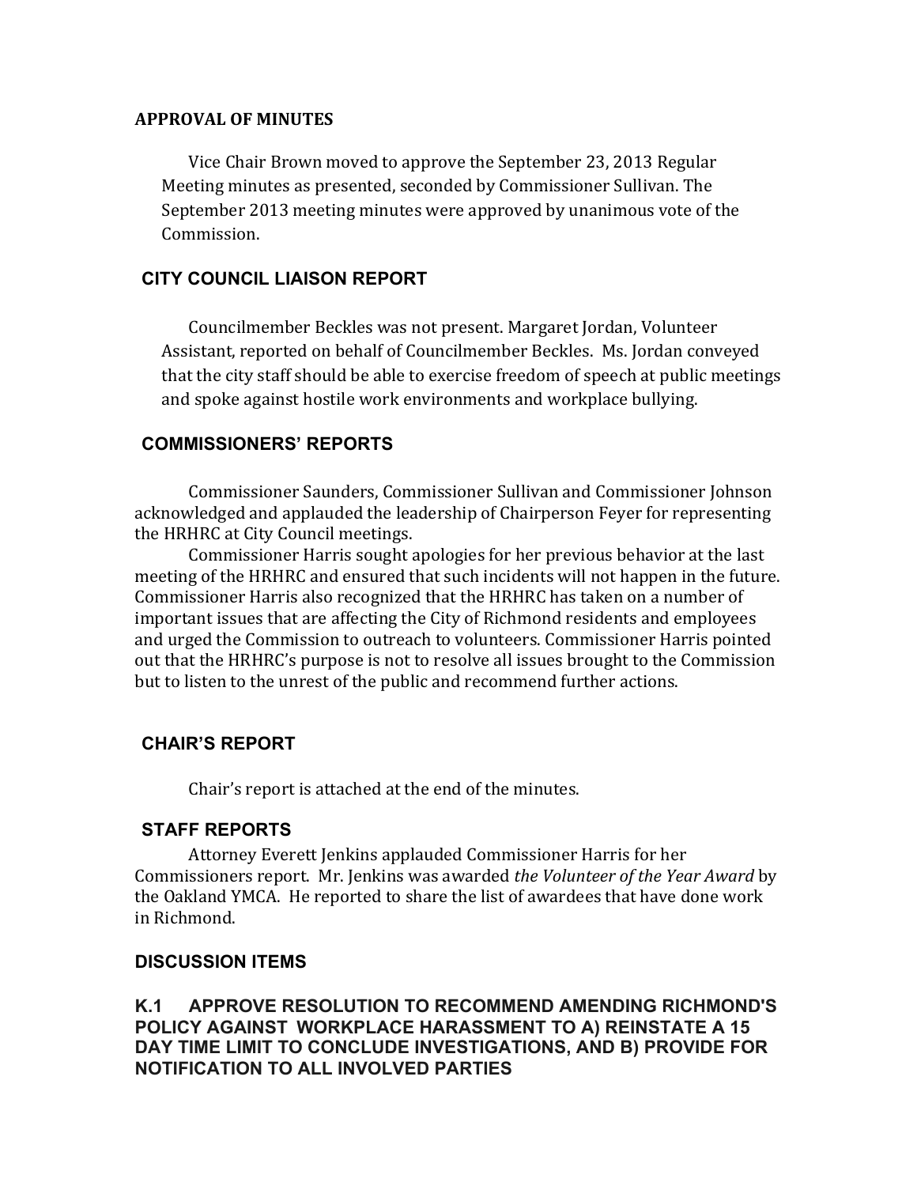## APPROVAL OF MINUTES

Vice Chair Brown moved to approve the September 23, 2013 Regular Meeting minutes as presented, seconded by Commissioner Sullivan. The September 2013 meeting minutes were approved by unanimous vote of the Commission.

## CITY COUNCIL LIAISON REPORT

Councilmember Beckles was not present. Margaret Jordan, Volunteer Assistant, reported on behalf of Councilmember Beckles. Ms. Jordan conveyed that the city staff should be able to exercise freedom of speech at public meetings and spoke against hostile work environments and workplace bullying.

## COMMISSIONERS' REPORTS

Commissioner Saunders, Commissioner Sullivan and Commissioner Johnson acknowledged and applauded the leadership of Chairperson Feyer for representing the HRHRC at City Council meetings.

Commissioner Harris sought apologies for her previous behavior at the last meeting of the HRHRC and ensured that such incidents will not happen in the future. Commissioner Harris also recognized that the HRHRC has taken on a number of important issues that are affecting the City of Richmond residents and employees and urged the Commission to outreach to volunteers. Commissioner Harris pointed out that the HRHRC's purpose is not to resolve all issues brought to the Commission but to listen to the unrest of the public and recommend further actions.

## CHAIR'S REPORT

Chair's report is attached at the end of the minutes.

## STAFF REPORTS

Attorney Everett Jenkins applauded Commissioner Harris for her Commissioners report. Mr. Jenkins was awarded *the Volunteer of the Year Award* by the Oakland YMCA. He reported to share the list of awardees that have done work in Richmond.

## DISCUSSION ITEMS

### K.1 APPROVE RESOLUTION TO RECOMMEND AMENDING RICHMOND'S POLICY AGAINST WORKPLACE HARASSMENT TO A) REINSTATE A 15 DAY TIME LIMIT TO CONCLUDE INVESTIGATIONS, AND B) PROVIDE FOR NOTIFICATION TO ALL INVOLVED PARTIES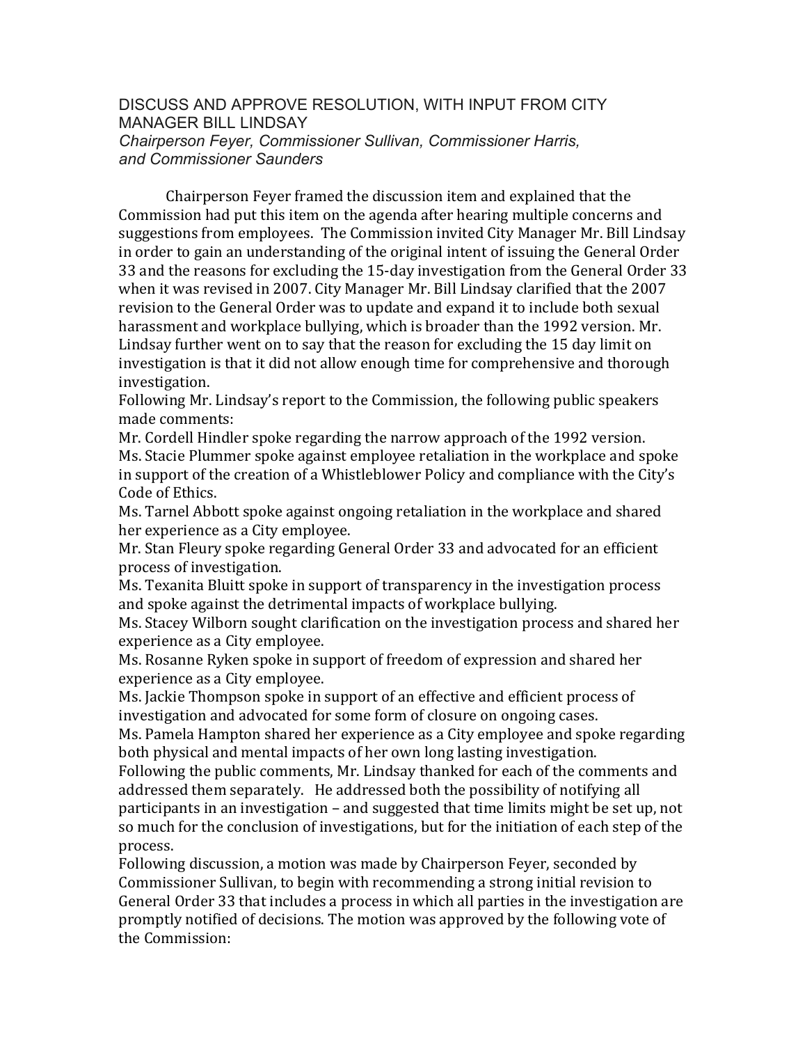## DISCUSS AND APPROVE RESOLUTION, WITH INPUT FROM CITY MANAGER BILL LINDSAY

*Chairperson Feyer, Commissioner Sullivan, Commissioner Harris, and Commissioner Saunders*

Chairperson Feyer framed the discussion item and explained that the Commission had put this item on the agenda after hearing multiple concerns and suggestions from employees. The Commission invited City Manager Mr. Bill Lindsay in order to gain an understanding of the original intent of issuing the General Order 33 and the reasons for excluding the 15-day investigation from the General Order 33 when it was revised in 2007. City Manager Mr. Bill Lindsay clarified that the 2007 revision to the General Order was to update and expand it to include both sexual harassment and workplace bullying, which is broader than the 1992 version. Mr. Lindsay further went on to say that the reason for excluding the 15 day limit on investigation is that it did not allow enough time for comprehensive and thorough investigation.

Following Mr. Lindsay's report to the Commission, the following public speakers made comments:

Mr. Cordell Hindler spoke regarding the narrow approach of the 1992 version.

Ms. Stacie Plummer spoke against employee retaliation in the workplace and spoke in support of the creation of a Whistleblower Policy and compliance with the City's Code of Ethics.

Ms. Tarnel Abbott spoke against ongoing retaliation in the workplace and shared her experience as a City employee.

Mr. Stan Fleury spoke regarding General Order 33 and advocated for an efficient process of investigation.

Ms. Texanita Bluitt spoke in support of transparency in the investigation process and spoke against the detrimental impacts of workplace bullying.

Ms. Stacey Wilborn sought clarification on the investigation process and shared her experience as a City employee.

Ms. Rosanne Ryken spoke in support of freedom of expression and shared her experience as a City employee.

Ms. Jackie Thompson spoke in support of an effective and efficient process of investigation and advocated for some form of closure on ongoing cases.

Ms. Pamela Hampton shared her experience as a City employee and spoke regarding both physical and mental impacts of her own long lasting investigation.

Following the public comments, Mr. Lindsay thanked for each of the comments and addressed them separately. He addressed both the possibility of notifying all participants in an investigation – and suggested that time limits might be set up, not so much for the conclusion of investigations, but for the initiation of each step of the process.

Following discussion, a motion was made by Chairperson Feyer, seconded by Commissioner Sullivan, to begin with recommending a strong initial revision to General Order 33 that includes a process in which all parties in the investigation are promptly notified of decisions. The motion was approved by the following vote of the Commission: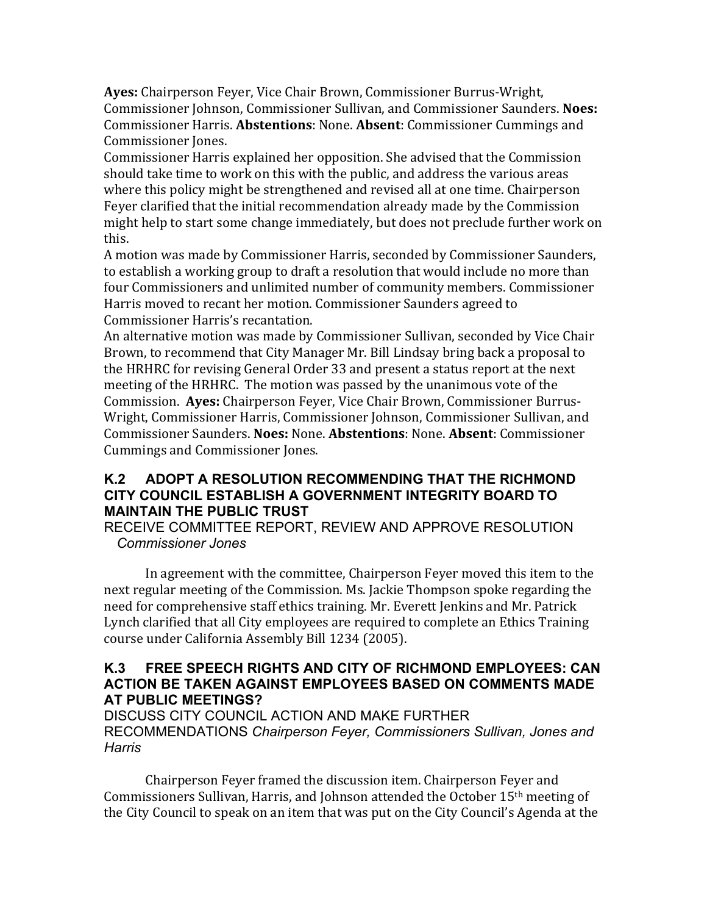**Ayes:** Chairperson Feyer, Vice Chair Brown, Commissioner Burrus-Wright, Commissioner Johnson, Commissioner Sullivan, and Commissioner Saunders. **Noes:** Commissioner Harris. **Abstentions**: None. **Absent**: Commissioner Cummings and Commissioner Jones.

Commissioner Harris explained her opposition. She advised that the Commission should take time to work on this with the public, and address the various areas where this policy might be strengthened and revised all at one time. Chairperson Feyer clarified that the initial recommendation already made by the Commission might help to start some change immediately, but does not preclude further work on this.

A motion was made by Commissioner Harris, seconded by Commissioner Saunders, to establish a working group to draft a resolution that would include no more than four Commissioners and unlimited number of community members. Commissioner Harris moved to recant her motion. Commissioner Saunders agreed to Commissioner Harris's recantation.

An alternative motion was made by Commissioner Sullivan, seconded by Vice Chair Brown, to recommend that City Manager Mr. Bill Lindsay bring back a proposal to the HRHRC for revising General Order 33 and present a status report at the next meeting of the HRHRC. The motion was passed by the unanimous vote of the Commission. **Ayes:** Chairperson Feyer, Vice Chair Brown, Commissioner Burrus-Wright, Commissioner Harris, Commissioner Johnson, Commissioner Sullivan, and Commissioner Saunders. **Noes:** None. **Abstentions**: None. **Absent**: Commissioner Cummings and Commissioner Jones.

## K.2 ADOPT A RESOLUTION RECOMMENDING THAT THE RICHMOND CITY COUNCIL ESTABLISH A GOVERNMENT INTEGRITY BOARD TO MAINTAIN THE PUBLIC TRUST

RECEIVE COMMITTEE REPORT, REVIEW AND APPROVE RESOLUTION *Commissioner Jones*

In agreement with the committee, Chairperson Feyer moved this item to the next regular meeting of the Commission. Ms. Jackie Thompson spoke regarding the need for comprehensive staff ethics training. Mr. Everett Jenkins and Mr. Patrick Lynch clarified that all City employees are required to complete an Ethics Training course under California Assembly Bill 1234 (2005).

## K.3 FREE SPEECH RIGHTS AND CITY OF RICHMOND EMPLOYEES: CAN ACTION BE TAKEN AGAINST EMPLOYEES BASED ON COMMENTS MADE AT PUBLIC MEETINGS?

DISCUSS CITY COUNCIL ACTION AND MAKE FURTHER RECOMMENDATIONS *Chairperson Feyer, Commissioners Sullivan, Jones and Harris*

Chairperson Feyer framed the discussion item. Chairperson Feyer and Commissioners Sullivan, Harris, and Johnson attended the October 15th meeting of the City Council to speak on an item that was put on the City Council's Agenda at the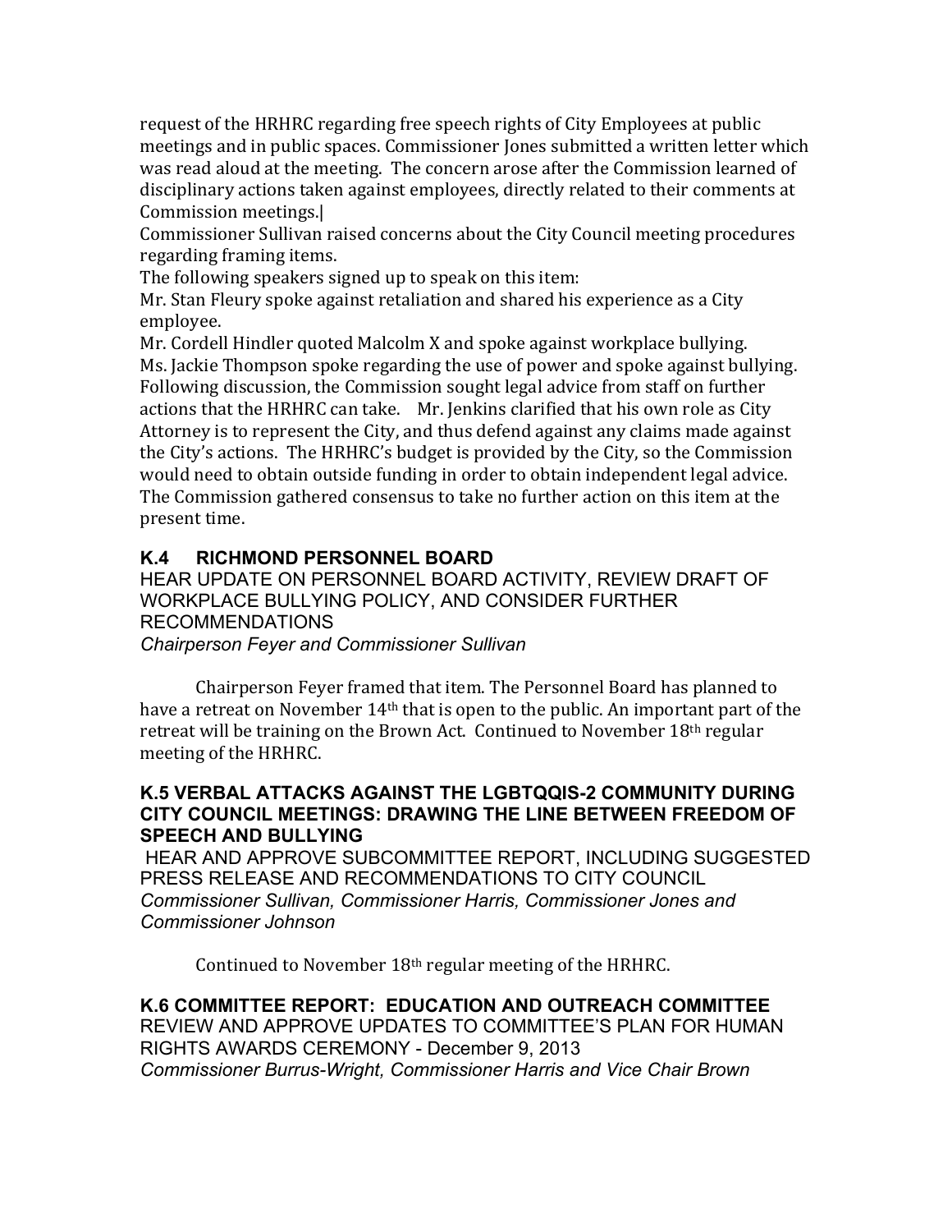request of the HRHRC regarding free speech rights of City Employees at public meetings and in public spaces. Commissioner Jones submitted a written letter which was read aloud at the meeting. The concern arose after the Commission learned of disciplinary actions taken against employees, directly related to their comments at Commission meetings.|

Commissioner Sullivan raised concerns about the City Council meeting procedures regarding framing items.

The following speakers signed up to speak on this item:

Mr. Stan Fleury spoke against retaliation and shared his experience as a City employee.

Mr. Cordell Hindler quoted Malcolm X and spoke against workplace bullying.

Ms. Jackie Thompson spoke regarding the use of power and spoke against bullying.

Following discussion, the Commission sought legal advice from staff on further actions that the HRHRC can take. Mr. Jenkins clarified that his own role as City Attorney is to represent the City, and thus defend against any claims made against the City's actions. The HRHRC's budget is provided by the City, so the Commission would need to obtain outside funding in order to obtain independent legal advice. The Commission gathered consensus to take no further action on this item at the present time.

### K.4 RICHMOND PERSONNEL BOARD

HEAR UPDATE ON PERSONNEL BOARD ACTIVITY, REVIEW DRAFT OF WORKPLACE BULLYING POLICY, AND CONSIDER FURTHER RECOMMENDATIONS

*Chairperson Feyer and Commissioner Sullivan*

Chairperson Feyer framed that item. The Personnel Board has planned to have a retreat on November 14th that is open to the public. An important part of the retreat will be training on the Brown Act. Continued to November 18th regular meeting of the HRHRC.

### K.5 VERBAL ATTACKS AGAINST THE LGBTQQIS-2 COMMUNITY DURING CITY COUNCIL MEETINGS: DRAWING THE LINE BETWEEN FREEDOM OF SPEECH AND BULLYING

HEAR AND APPROVE SUBCOMMITTEE REPORT, INCLUDING SUGGESTED PRESS RELEASE AND RECOMMENDATIONS TO CITY COUNCIL

*Commissioner Sullivan, Commissioner Harris, Commissioner Jones and Commissioner Johnson*

Continued to November 18th regular meeting of the HRHRC.

### K.6 COMMITTEE REPORT: EDUCATION AND OUTREACH COMMITTEE

REVIEW AND APPROVE UPDATES TO COMMITTEE'S PLAN FOR HUMAN RIGHTS AWARDS CEREMONY - December 9, 2013

*Commissioner Burrus-Wright, Commissioner Harris and Vice Chair Brown*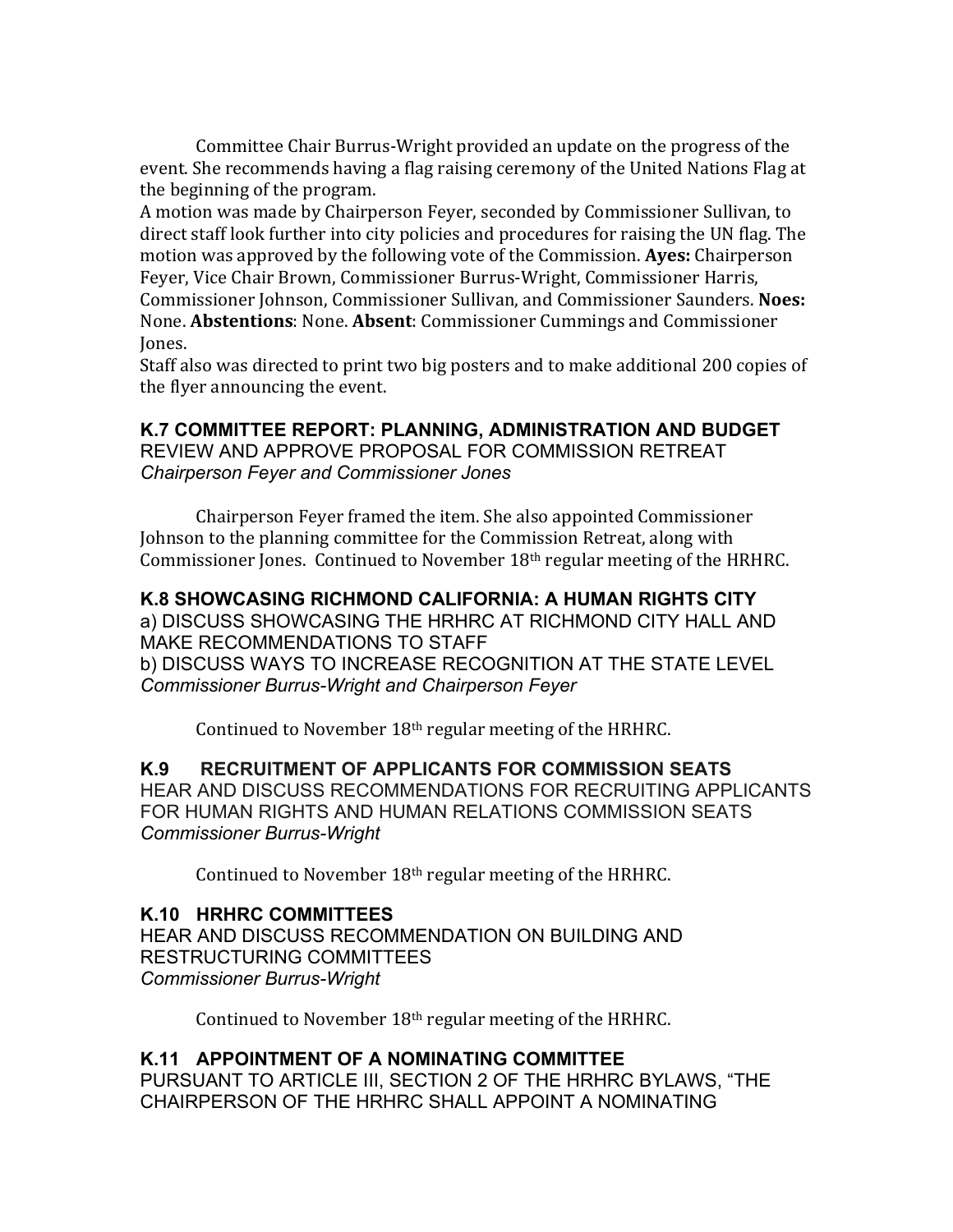Committee Chair Burrus-Wright provided an update on the progress of the event. She recommends having a flag raising ceremony of the United Nations Flag at the beginning of the program.

A motion was made by Chairperson Feyer, seconded by Commissioner Sullivan, to direct staff look further into city policies and procedures for raising the UN flag. The motion was approved by the following vote of the Commission. **Ayes:** Chairperson Feyer, Vice Chair Brown, Commissioner Burrus-Wright, Commissioner Harris, Commissioner Johnson, Commissioner Sullivan, and Commissioner Saunders. **Noes:** None. **Abstentions**: None. **Absent**: Commissioner Cummings and Commissioner Jones.

Staff also was directed to print two big posters and to make additional 200 copies of the flyer announcing the event.

### K.7 COMMITTEE REPORT: PLANNING, ADMINISTRATION AND BUDGET

REVIEW AND APPROVE PROPOSAL FOR COMMISSION RETREAT
*Chairperson Feyer and Commissioner Jones*

Chairperson Feyer framed the item. She also appointed Commissioner Johnson to the planning committee for the Commission Retreat, along with Commissioner Jones. Continued to November 18th regular meeting of the HRHRC.

### K.8 SHOWCASING RICHMOND CALIFORNIA: A HUMAN RIGHTS CITY

a) DISCUSS SHOWCASING THE HRHRC AT RICHMOND CITY HALL AND MAKE RECOMMENDATIONS TO STAFF
b) DISCUSS WAYS TO INCREASE RECOGNITION AT THE STATE LEVEL
*Commissioner Burrus-Wright and Chairperson Feyer*

Continued to November 18th regular meeting of the HRHRC.

### K.9 RECRUITMENT OF APPLICANTS FOR COMMISSION SEATS

HEAR AND DISCUSS RECOMMENDATIONS FOR RECRUITING APPLICANTS FOR HUMAN RIGHTS AND HUMAN RELATIONS COMMISSION SEATS
*Commissioner Burrus-Wright*

Continued to November 18th regular meeting of the HRHRC.

### K.10 HRHRC COMMITTEES

HEAR AND DISCUSS RECOMMENDATION ON BUILDING AND RESTRUCTURING COMMITTEES
*Commissioner Burrus-Wright*

Continued to November 18th regular meeting of the HRHRC.

### K.11 APPOINTMENT OF A NOMINATING COMMITTEE

PURSUANT TO ARTICLE III, SECTION 2 OF THE HRHRC BYLAWS, "THE CHAIRPERSON OF THE HRHRC SHALL APPOINT A NOMINATING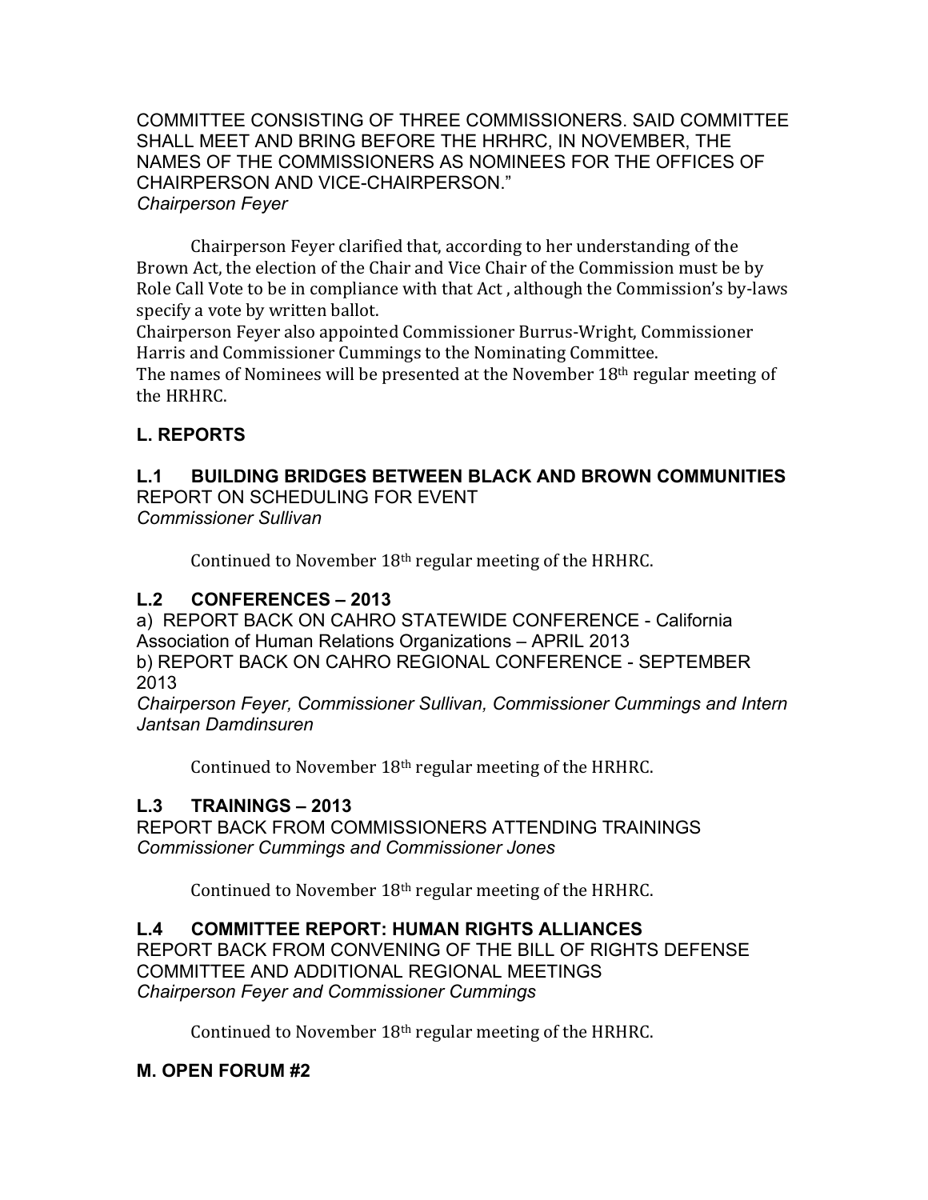COMMITTEE CONSISTING OF THREE COMMISSIONERS. SAID COMMITTEE SHALL MEET AND BRING BEFORE THE HRHRC, IN NOVEMBER, THE NAMES OF THE COMMISSIONERS AS NOMINEES FOR THE OFFICES OF CHAIRPERSON AND VICE-CHAIRPERSON."
*Chairperson Feyer*

Chairperson Feyer clarified that, according to her understanding of the Brown Act, the election of the Chair and Vice Chair of the Commission must be by Role Call Vote to be in compliance with that Act , although the Commission's by-laws specify a vote by written ballot.
Chairperson Feyer also appointed Commissioner Burrus-Wright, Commissioner Harris and Commissioner Cummings to the Nominating Committee.
The names of Nominees will be presented at the November 18th regular meeting of the HRHRC.

## L. REPORTS

### L.1 BUILDING BRIDGES BETWEEN BLACK AND BROWN COMMUNITIES

REPORT ON SCHEDULING FOR EVENT
*Commissioner Sullivan*

Continued to November 18th regular meeting of the HRHRC.

### L.2 CONFERENCES – 2013

a) REPORT BACK ON CAHRO STATEWIDE CONFERENCE - California Association of Human Relations Organizations – APRIL 2013
b) REPORT BACK ON CAHRO REGIONAL CONFERENCE - SEPTEMBER 2013
*Chairperson Feyer, Commissioner Sullivan, Commissioner Cummings and Intern Jantsan Damdinsuren*

Continued to November 18th regular meeting of the HRHRC.

### L.3 TRAININGS – 2013

REPORT BACK FROM COMMISSIONERS ATTENDING TRAININGS
*Commissioner Cummings and Commissioner Jones*

Continued to November 18th regular meeting of the HRHRC.

### L.4 COMMITTEE REPORT: HUMAN RIGHTS ALLIANCES

REPORT BACK FROM CONVENING OF THE BILL OF RIGHTS DEFENSE COMMITTEE AND ADDITIONAL REGIONAL MEETINGS
*Chairperson Feyer and Commissioner Cummings*

Continued to November 18th regular meeting of the HRHRC.

## M. OPEN FORUM #2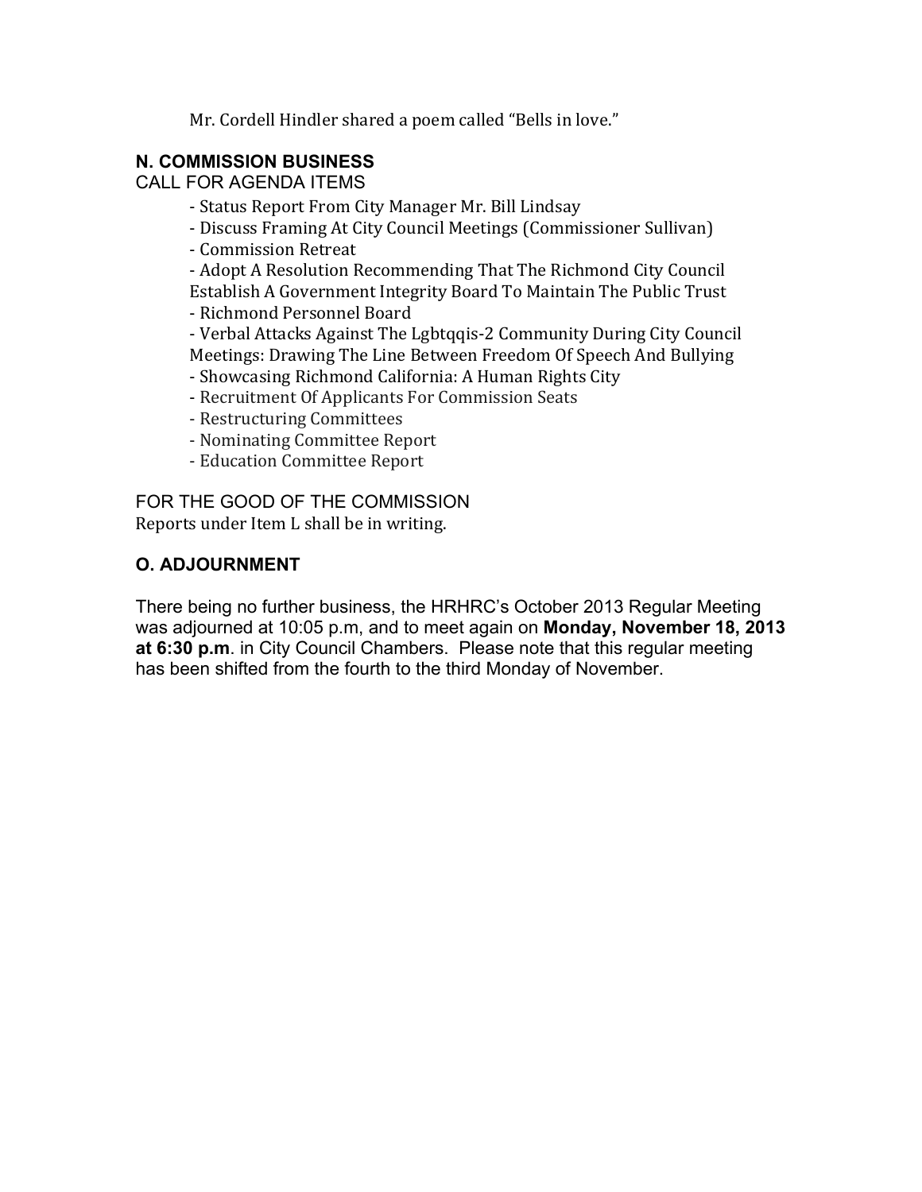Mr. Cordell Hindler shared a poem called "Bells in love."

## N. COMMISSION BUSINESS

CALL FOR AGENDA ITEMS

- Status Report From City Manager Mr. Bill Lindsay
- Discuss Framing At City Council Meetings (Commissioner Sullivan)
- Commission Retreat
- Adopt A Resolution Recommending That The Richmond City Council Establish A Government Integrity Board To Maintain The Public Trust
- Richmond Personnel Board
- Verbal Attacks Against The Lgbtqqis-2 Community During City Council Meetings: Drawing The Line Between Freedom Of Speech And Bullying
- Showcasing Richmond California: A Human Rights City
- Recruitment Of Applicants For Commission Seats
- Restructuring Committees
- Nominating Committee Report
- Education Committee Report

FOR THE GOOD OF THE COMMISSION

Reports under Item L shall be in writing.

## O. ADJOURNMENT

There being no further business, the HRHRC's October 2013 Regular Meeting was adjourned at 10:05 p.m, and to meet again on **Monday, November 18, 2013 at 6:30 p.m**. in City Council Chambers. Please note that this regular meeting has been shifted from the fourth to the third Monday of November.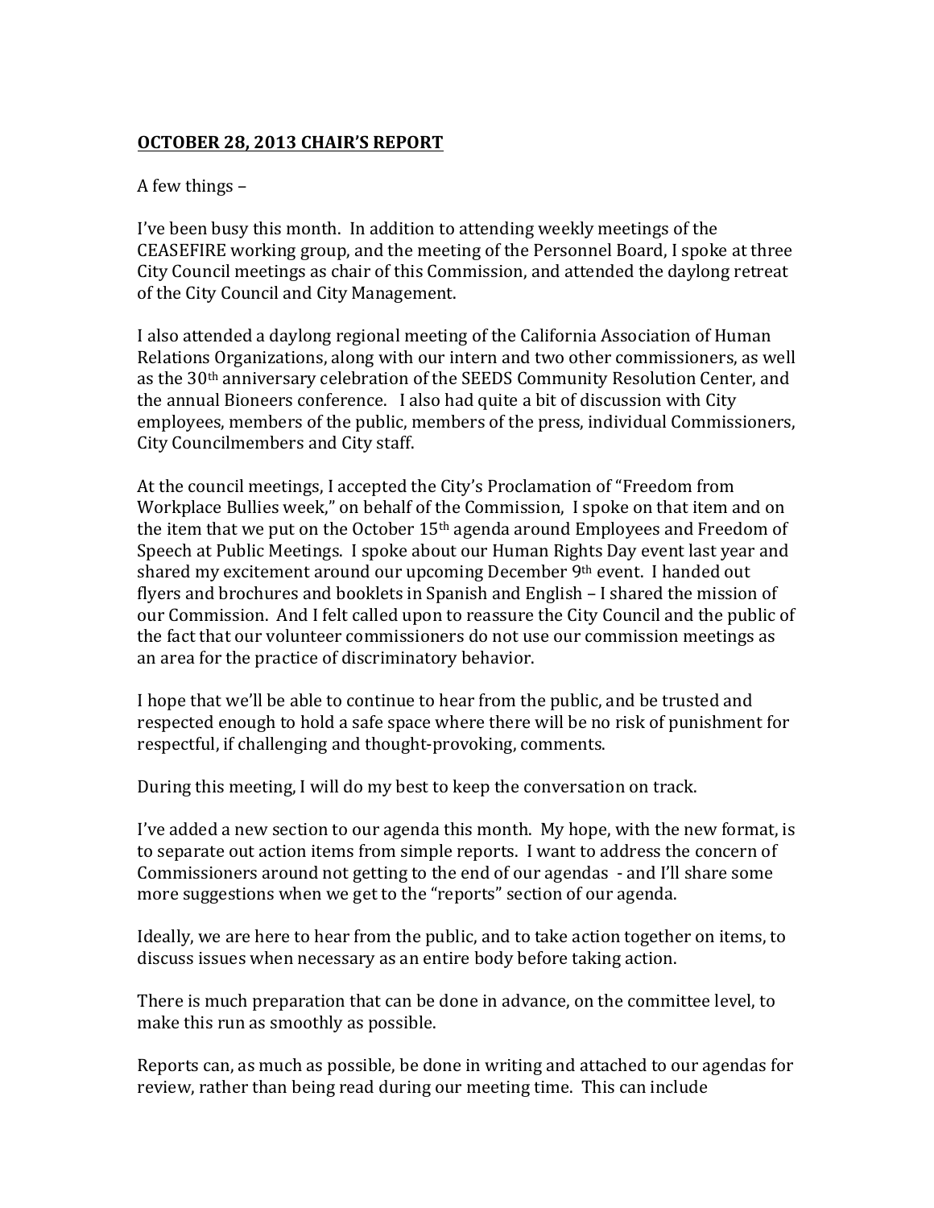**OCTOBER 28, 2013 CHAIR'S REPORT**

A few things –

I've been busy this month. In addition to attending weekly meetings of the CEASEFIRE working group, and the meeting of the Personnel Board, I spoke at three City Council meetings as chair of this Commission, and attended the daylong retreat of the City Council and City Management.

I also attended a daylong regional meeting of the California Association of Human Relations Organizations, along with our intern and two other commissioners, as well as the 30th anniversary celebration of the SEEDS Community Resolution Center, and the annual Bioneers conference. I also had quite a bit of discussion with City employees, members of the public, members of the press, individual Commissioners, City Councilmembers and City staff.

At the council meetings, I accepted the City's Proclamation of "Freedom from Workplace Bullies week," on behalf of the Commission, I spoke on that item and on the item that we put on the October 15th agenda around Employees and Freedom of Speech at Public Meetings. I spoke about our Human Rights Day event last year and shared my excitement around our upcoming December 9th event. I handed out flyers and brochures and booklets in Spanish and English – I shared the mission of our Commission. And I felt called upon to reassure the City Council and the public of the fact that our volunteer commissioners do not use our commission meetings as an area for the practice of discriminatory behavior.

I hope that we'll be able to continue to hear from the public, and be trusted and respected enough to hold a safe space where there will be no risk of punishment for respectful, if challenging and thought-provoking, comments.

During this meeting, I will do my best to keep the conversation on track.

I've added a new section to our agenda this month. My hope, with the new format, is to separate out action items from simple reports. I want to address the concern of Commissioners around not getting to the end of our agendas - and I'll share some more suggestions when we get to the "reports" section of our agenda.

Ideally, we are here to hear from the public, and to take action together on items, to discuss issues when necessary as an entire body before taking action.

There is much preparation that can be done in advance, on the committee level, to make this run as smoothly as possible.

Reports can, as much as possible, be done in writing and attached to our agendas for review, rather than being read during our meeting time. This can include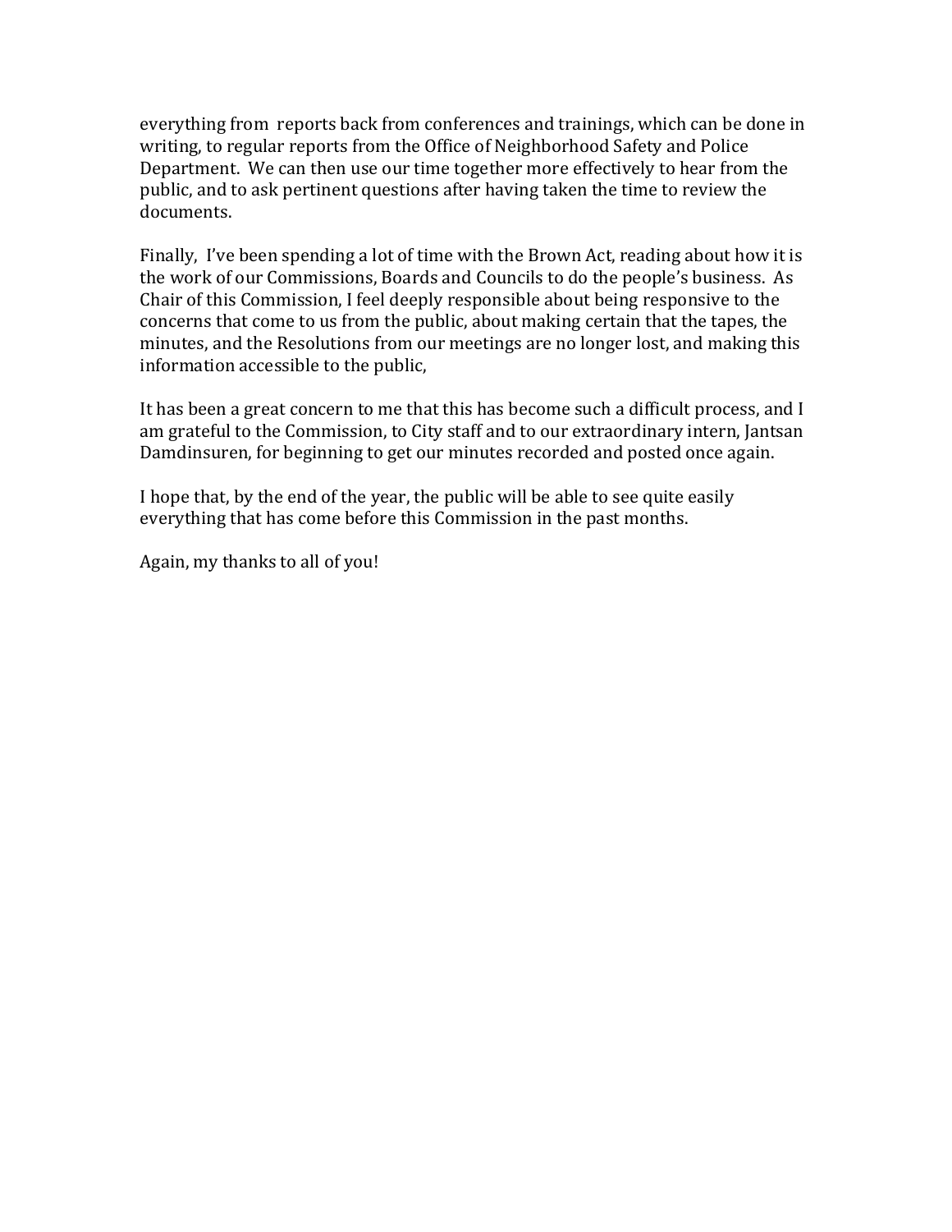everything from reports back from conferences and trainings, which can be done in writing, to regular reports from the Office of Neighborhood Safety and Police Department. We can then use our time together more effectively to hear from the public, and to ask pertinent questions after having taken the time to review the documents.

Finally, I've been spending a lot of time with the Brown Act, reading about how it is the work of our Commissions, Boards and Councils to do the people's business. As Chair of this Commission, I feel deeply responsible about being responsive to the concerns that come to us from the public, about making certain that the tapes, the minutes, and the Resolutions from our meetings are no longer lost, and making this information accessible to the public,

It has been a great concern to me that this has become such a difficult process, and I am grateful to the Commission, to City staff and to our extraordinary intern, Jantsan Damdinsuren, for beginning to get our minutes recorded and posted once again.

I hope that, by the end of the year, the public will be able to see quite easily everything that has come before this Commission in the past months.

Again, my thanks to all of you!